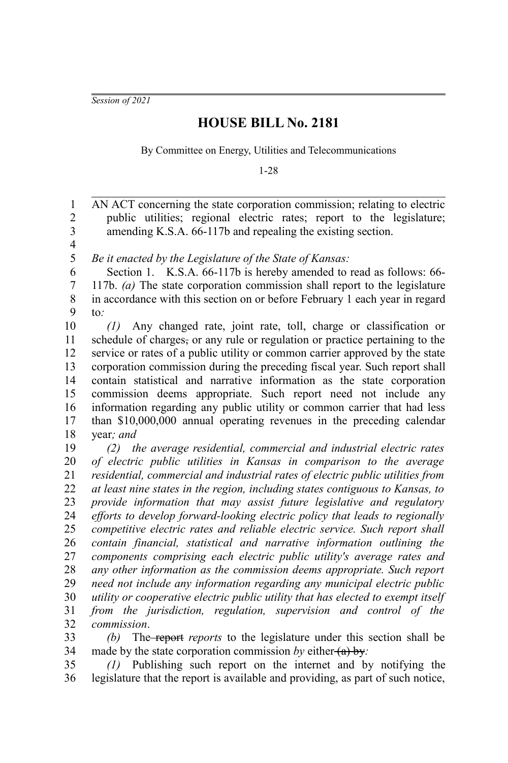*Session of 2021*

# HOUSE BILL No. 2181

By Committee on Energy, Utilities and Telecommunications

1-28

AN ACT concerning the state corporation commission; relating to electric public utilities; regional electric rates; report to the legislature; amending K.S.A. 66-117b and repealing the existing section.

*Be it enacted by the Legislature of the State of Kansas:*

Section 1. K.S.A. 66-117b is hereby amended to read as follows: 66-117b. *(a)* The state corporation commission shall report to the legislature in accordance with this section on or before February 1 each year in regard to*:*

*(1)* Any changed rate, joint rate, toll, charge or classification or schedule of charges~~,~~ or any rule or regulation or practice pertaining to the service or rates of a public utility or common carrier approved by the state corporation commission during the preceding fiscal year. Such report shall contain statistical and narrative information as the state corporation commission deems appropriate. Such report need not include any information regarding any public utility or common carrier that had less than $10,000,000 annual operating revenues in the preceding calendar year*; and*

*(2) the average residential, commercial and industrial electric rates of electric public utilities in Kansas in comparison to the average residential, commercial and industrial rates of electric public utilities from at least nine states in the region, including states contiguous to Kansas, to provide information that may assist future legislative and regulatory efforts to develop forward-looking electric policy that leads to regionally competitive electric rates and reliable electric service. Such report shall contain financial, statistical and narrative information outlining the components comprising each electric public utility's average rates and any other information as the commission deems appropriate. Such report need not include any information regarding any municipal electric public utility or cooperative electric public utility that has elected to exempt itself from the jurisdiction, regulation, supervision and control of the commission*.

*(b)* The ~~report~~ *reports* to the legislature under this section shall be made by the state corporation commission *by* either ~~(a) by~~*:*

*(1)* Publishing such report on the internet and by notifying the legislature that the report is available and providing, as part of such notice,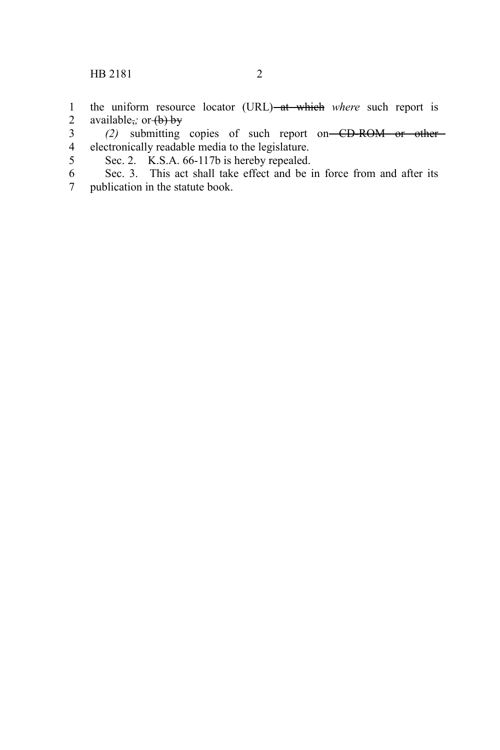the uniform resource locator (URL) ~~at which~~ *where* such report is available~~,~~*;* or ~~(b) by~~

*(2)* submitting copies of such report on ~~CD-ROM or other~~ electronically readable media to the legislature.

Sec. 2. K.S.A. 66-117b is hereby repealed.

Sec. 3. This act shall take effect and be in force from and after its publication in the statute book.